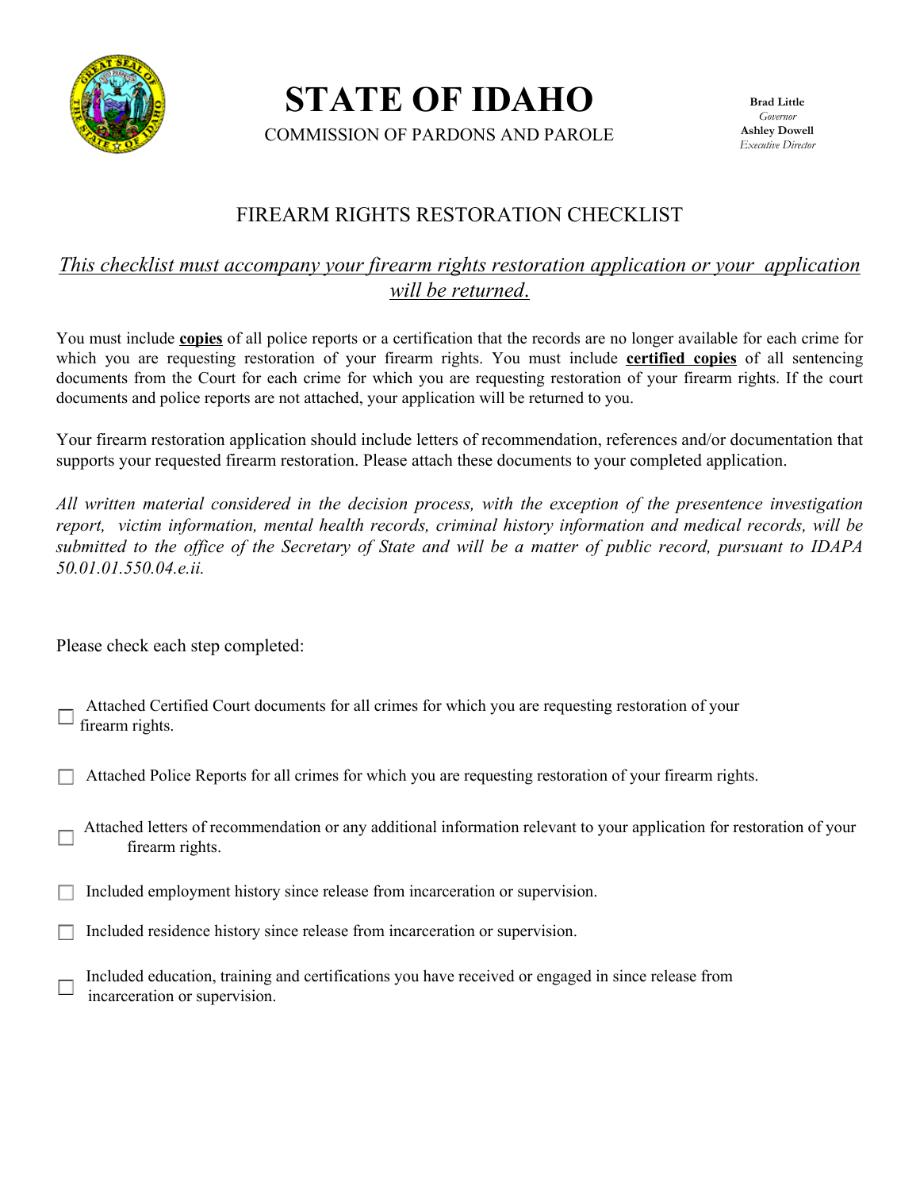# STATE OF IDAHO

COMMISSION OF PARDONS AND PAROLE

**Brad Little**
*Governor*
**Ashley Dowell**
*Executive Director*

## FIREARM RIGHTS RESTORATION CHECKLIST

*This checklist must accompany your firearm rights restoration application or your application will be returned.*

You must include **copies** of all police reports or a certification that the records are no longer available for each crime for which you are requesting restoration of your firearm rights. You must include **certified copies** of all sentencing documents from the Court for each crime for which you are requesting restoration of your firearm rights. If the court documents and police reports are not attached, your application will be returned to you.

Your firearm restoration application should include letters of recommendation, references and/or documentation that supports your requested firearm restoration. Please attach these documents to your completed application.

*All written material considered in the decision process, with the exception of the presentence investigation report, victim information, mental health records, criminal history information and medical records, will be submitted to the office of the Secretary of State and will be a matter of public record, pursuant to IDAPA 50.01.01.550.04.e.ii.*

Please check each step completed:

- ☐ Attached Certified Court documents for all crimes for which you are requesting restoration of your firearm rights.
- ☐ Attached Police Reports for all crimes for which you are requesting restoration of your firearm rights.
- ☐ Attached letters of recommendation or any additional information relevant to your application for restoration of your firearm rights.
- ☐ Included employment history since release from incarceration or supervision.
- ☐ Included residence history since release from incarceration or supervision.
- ☐ Included education, training and certifications you have received or engaged in since release from incarceration or supervision.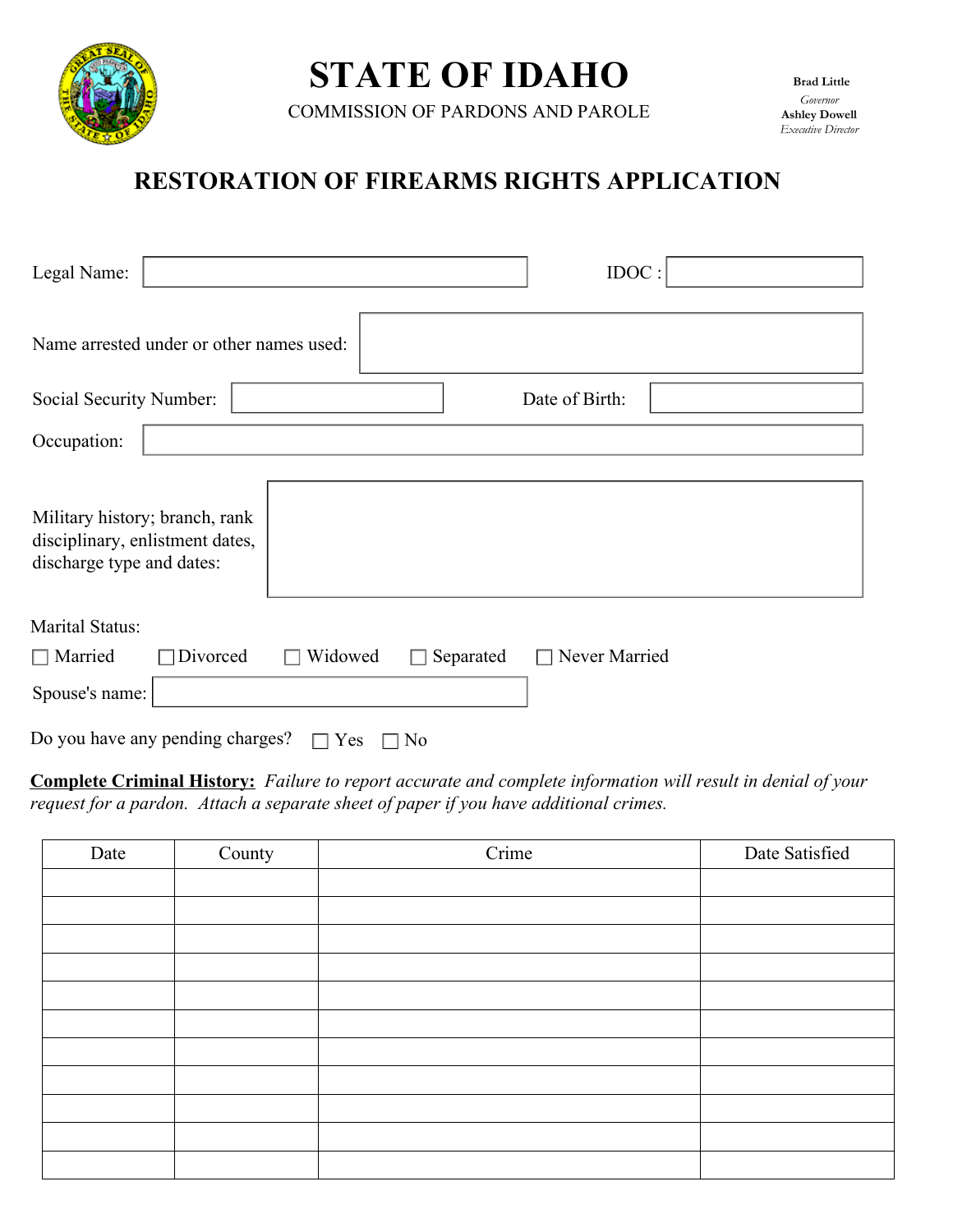# STATE OF IDAHO

COMMISSION OF PARDONS AND PAROLE

**Brad Little**
*Governor*
**Ashley Dowell**
*Executive Director*

## RESTORATION OF FIREARMS RIGHTS APPLICATION

Legal Name: ______________________ IDOC : ______________

Name arrested under or other names used: ______________________

Social Security Number: ______________ Date of Birth: ______________

Occupation: ______________________

Military history; branch, rank disciplinary, enlistment dates, discharge type and dates: ______________________

Marital Status:

☐ Married ☐ Divorced ☐ Widowed ☐ Separated ☐ Never Married

Spouse's name: ______________________

Do you have any pending charges? ☐ Yes ☐ No

**Complete Criminal History:** *Failure to report accurate and complete information will result in denial of your request for a pardon. Attach a separate sheet of paper if you have additional crimes.*

| Date | County | Crime | Date Satisfied |
|---|---|---|---|
| | | | |
| | | | |
| | | | |
| | | | |
| | | | |
| | | | |
| | | | |
| | | | |
| | | | |
| | | | |
| | | | |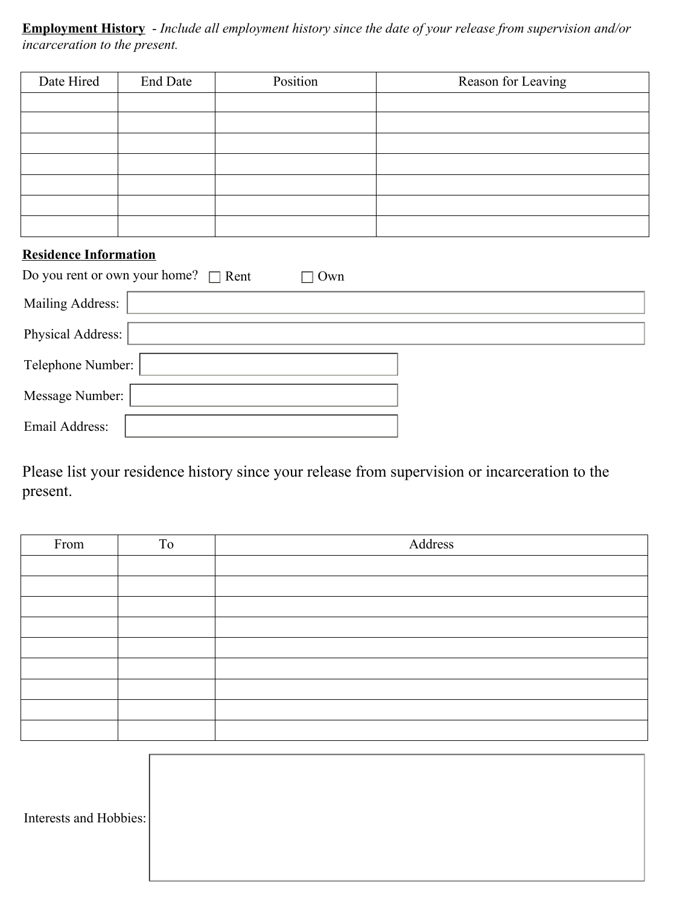**Employment History** - *Include all employment history since the date of your release from supervision and/or incarceration to the present.*

| Date Hired | End Date | Position | Reason for Leaving |
|---|---|---|---|
| | | | |
| | | | |
| | | | |
| | | | |
| | | | |
| | | | |
| | | | |

**Residence Information**

Do you rent or own your home? ☐ Rent ☐ Own

Mailing Address:

Physical Address:

Telephone Number:

Message Number:

Email Address:

Please list your residence history since your release from supervision or incarceration to the present.

| From | To | Address |
|---|---|---|
| | | |
| | | |
| | | |
| | | |
| | | |
| | | |
| | | |
| | | |
| | | |

Interests and Hobbies: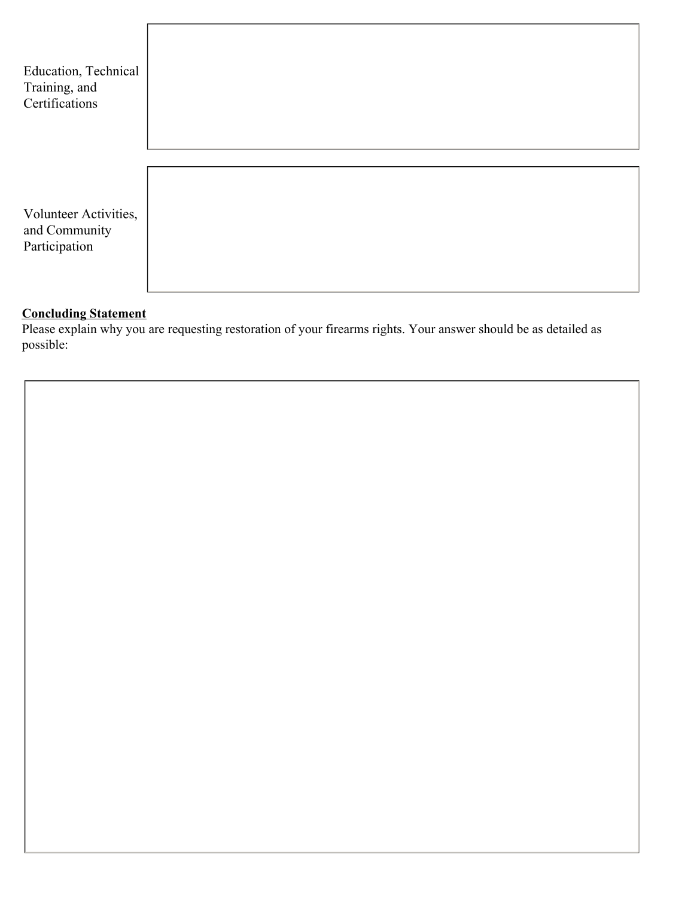| | |
|---|---|
| Education, Technical Training, and Certifications | |
| Volunteer Activities, and Community Participation | |

**<u>Concluding Statement</u>**

Please explain why you are requesting restoration of your firearms rights. Your answer should be as detailed as possible:

| |
|---|
| |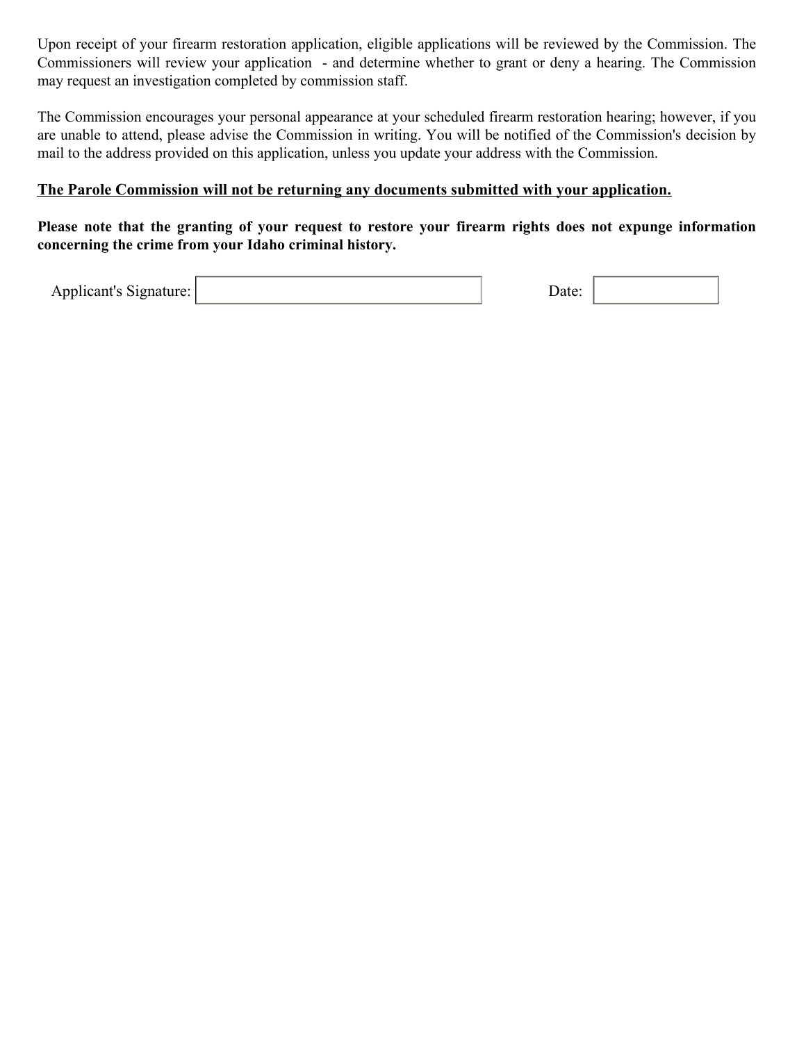Upon receipt of your firearm restoration application, eligible applications will be reviewed by the Commission. The Commissioners will review your application  - and determine whether to grant or deny a hearing. The Commission may request an investigation completed by commission staff.

The Commission encourages your personal appearance at your scheduled firearm restoration hearing; however, if you are unable to attend, please advise the Commission in writing. You will be notified of the Commission's decision by mail to the address provided on this application, unless you update your address with the Commission.

<u>**The Parole Commission will not be returning any documents submitted with your application.**</u>

**Please note that the granting of your request to restore your firearm rights does not expunge information concerning the crime from your Idaho criminal history.**

Applicant's Signature: ______________________ Date: __________